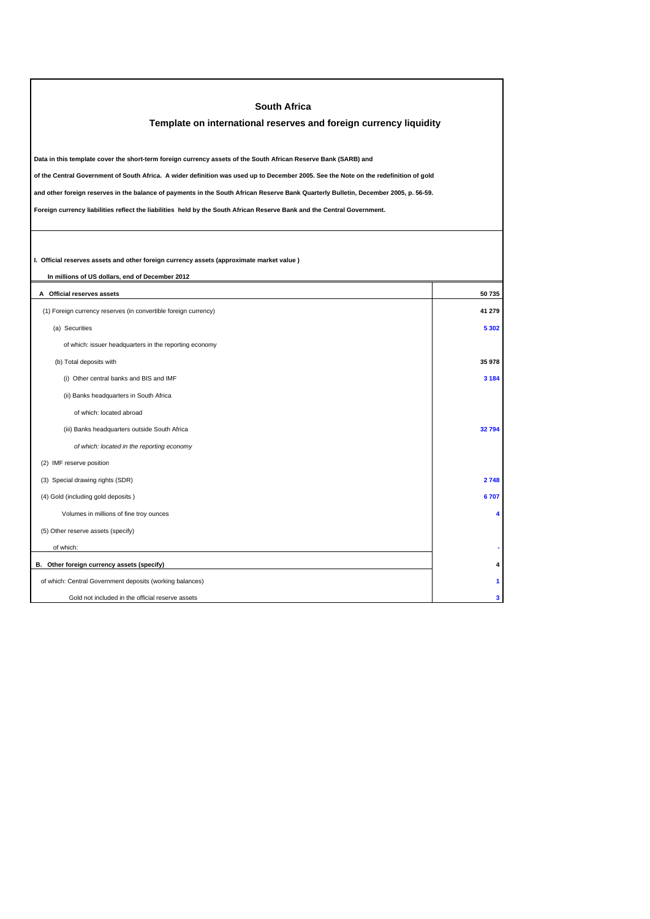# South Africa

## Template on international reserves and foreign currency liquidity

**Data in this template cover the short-term foreign currency assets of the South African Reserve Bank (SARB) and**

**of the Central Government of South Africa. A wider definition was used up to December 2005. See the Note on the redefinition of gold**

**and other foreign reserves in the balance of payments in the South African Reserve Bank Quarterly Bulletin, December 2005, p. 56-59.**

**Foreign currency liabilities reflect the liabilities held by the South African Reserve Bank and the Central Government.**

**I. Official reserves assets and other foreign currency assets (approximate market value )**

**In millions of US dollars, end of December 2012**

| | |
|---|---|
| **A Official reserves assets** | **50 735** |
| (1) Foreign currency reserves (in convertible foreign currency) | **41 279** |
| (a) Securities | **5 302** |
| of which: issuer headquarters in the reporting economy | |
| (b) Total deposits with | **35 978** |
| (i) Other central banks and BIS and IMF | **3 184** |
| (ii) Banks headquarters in South Africa | |
| of which: located abroad | |
| (iii) Banks headquarters outside South Africa | **32 794** |
| *of which: located in the reporting economy* | |
| (2) IMF reserve position | |
| (3) Special drawing rights (SDR) | **2 748** |
| (4) Gold (including gold deposits ) | **6 707** |
| Volumes in millions of fine troy ounces | **4** |
| (5) Other reserve assets (specify) | |
| of which: | **-** |
| **B. Other foreign currency assets (specify)** | **4** |
| of which: Central Government deposits (working balances) | **1** |
| Gold not included in the official reserve assets | **3** |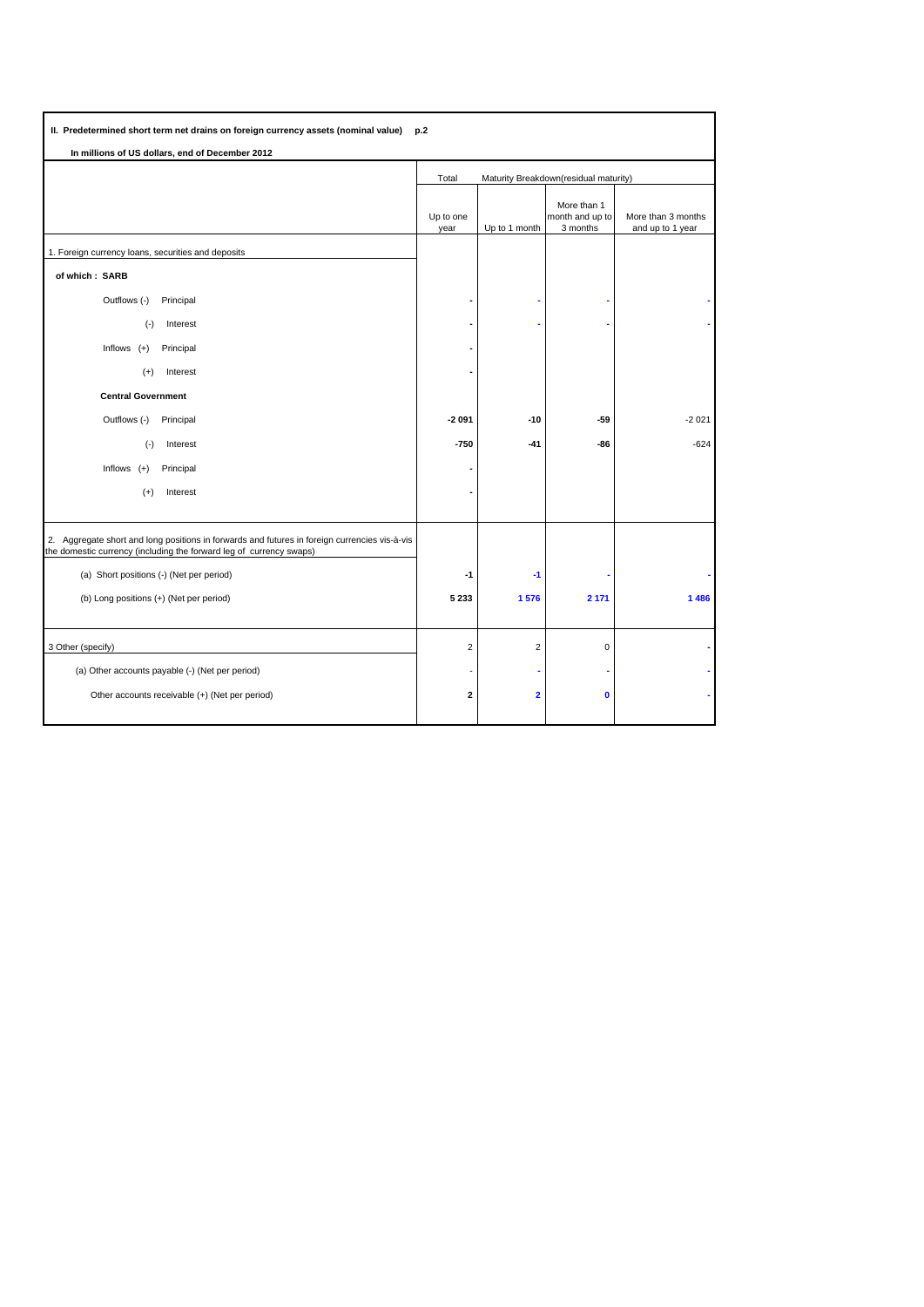**II. Predetermined short term net drains on foreign currency assets (nominal value)** **p.2**

**In millions of US dollars, end of December 2012**

| | Total | Maturity Breakdown(residual maturity) | | |
|---|---|---|---|---|
| | Up to one year | Up to 1 month | More than 1 month and up to 3 months | More than 3 months and up to 1 year |
| 1. Foreign currency loans, securities and deposits | | | | |
| **of which : SARB** | | | | |
| Outflows (-) Principal | - | - | - | - |
| (-) Interest | - | - | - | - |
| Inflows (+) Principal | - | | | |
| (+) Interest | - | | | |
| **Central Government** | | | | |
| Outflows (-) Principal | **-2 091** | **-10** | **-59** | -2 021 |
| (-) Interest | **-750** | **-41** | **-86** | -624 |
| Inflows (+) Principal | - | | | |
| (+) Interest | - | | | |
| 2. Aggregate short and long positions in forwards and futures in foreign currencies vis-à-vis the domestic currency (including the forward leg of currency swaps) | | | | |
| (a) Short positions (-) (Net per period) | **-1** | **-1** | - | - |
| (b) Long positions (+) (Net per period) | **5 233** | **1 576** | **2 171** | **1 486** |
| 3 Other (specify) | 2 | 2 | 0 | - |
| (a) Other accounts payable (-) (Net per period) | - | - | - | - |
| Other accounts receivable (+) (Net per period) | **2** | **2** | **0** | - |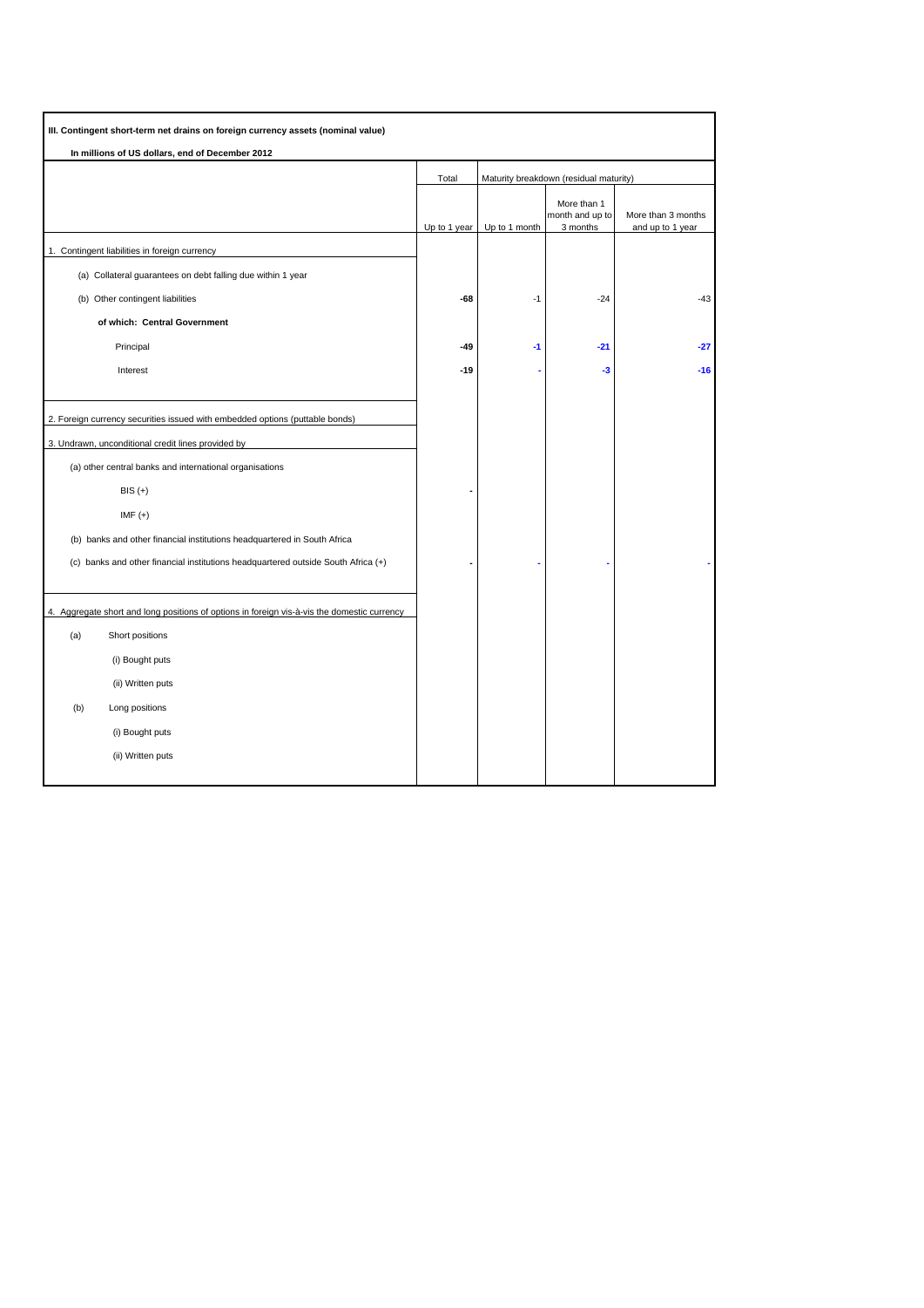**III. Contingent short-term net drains on foreign currency assets (nominal value)**

**In millions of US dollars, end of December 2012**

| | Total | Maturity breakdown (residual maturity) | | |
|---|---|---|---|---|
| | Up to 1 year | Up to 1 month | More than 1 month and up to 3 months | More than 3 months and up to 1 year |
| 1. Contingent liabilities in foreign currency | | | | |
| (a) Collateral guarantees on debt falling due within 1 year | | | | |
| (b) Other contingent liabilities | **-68** | -1 | -24 | -43 |
| **of which: Central Government** | | | | |
| Principal | **-49** | **-1** | **-21** | **-27** |
| Interest | **-19** | **-** | **-3** | **-16** |
| 2. Foreign currency securities issued with embedded options (puttable bonds) | | | | |
| 3. Undrawn, unconditional credit lines provided by | | | | |
| (a) other central banks and international organisations | | | | |
| BIS (+) | **-** | | | |
| IMF (+) | | | | |
| (b) banks and other financial institutions headquartered in South Africa | | | | |
| (c) banks and other financial institutions headquartered outside South Africa (+) | **-** | **-** | **-** | **-** |
| 4. Aggregate short and long positions of options in foreign vis-à-vis the domestic currency | | | | |
| (a) Short positions | | | | |
| (i) Bought puts | | | | |
| (ii) Written puts | | | | |
| (b) Long positions | | | | |
| (i) Bought puts | | | | |
| (ii) Written puts | | | | |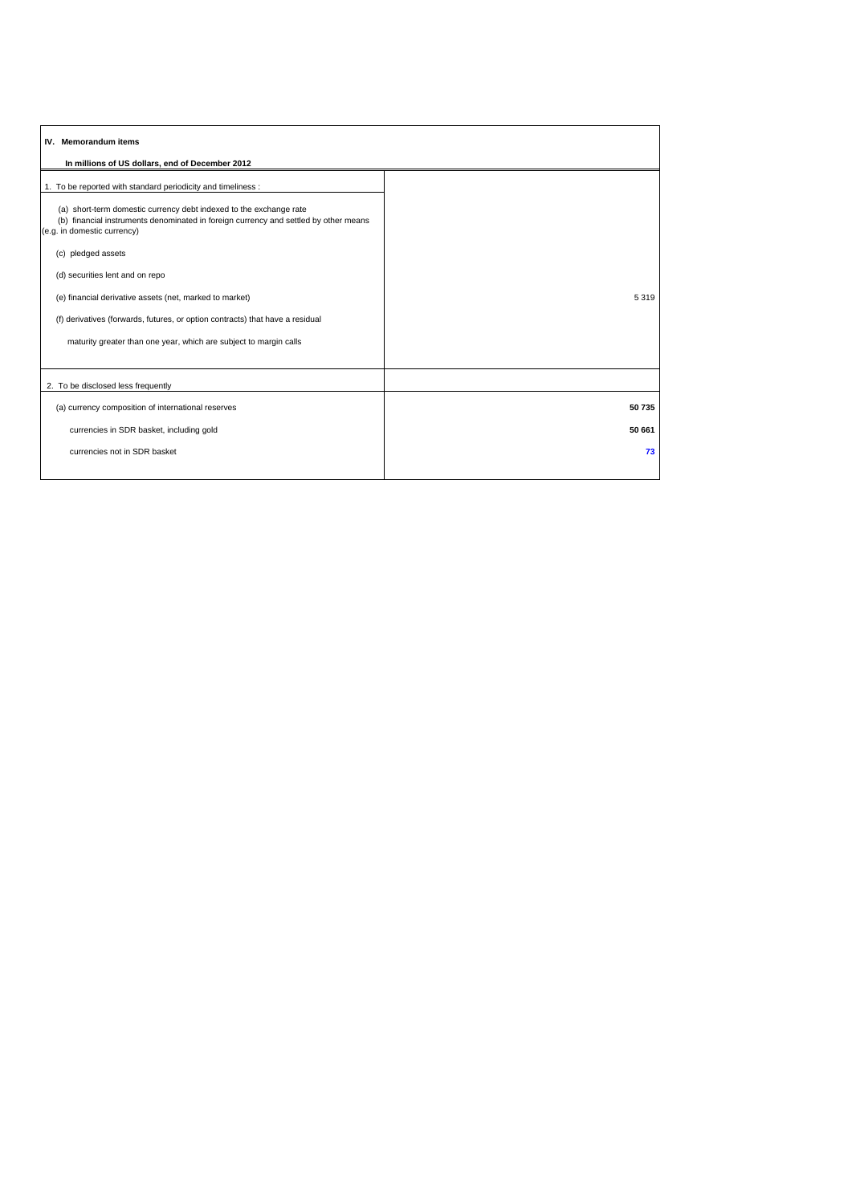| IV. Memorandum items | |
|---|---|
| **In millions of US dollars, end of December 2012** | |
| 1. To be reported with standard periodicity and timeliness : | |
| (a) short-term domestic currency debt indexed to the exchange rate | |
| (b) financial instruments denominated in foreign currency and settled by other means (e.g. in domestic currency) | |
| (c) pledged assets | |
| (d) securities lent and on repo | |
| (e) financial derivative assets (net, marked to market) | 5 319 |
| (f) derivatives (forwards, futures, or option contracts) that have a residual | |
| maturity greater than one year, which are subject to margin calls | |
| 2. To be disclosed less frequently | |
| (a) currency composition of international reserves | **50 735** |
| currencies in SDR basket, including gold | **50 661** |
| currencies not in SDR basket | **73** |